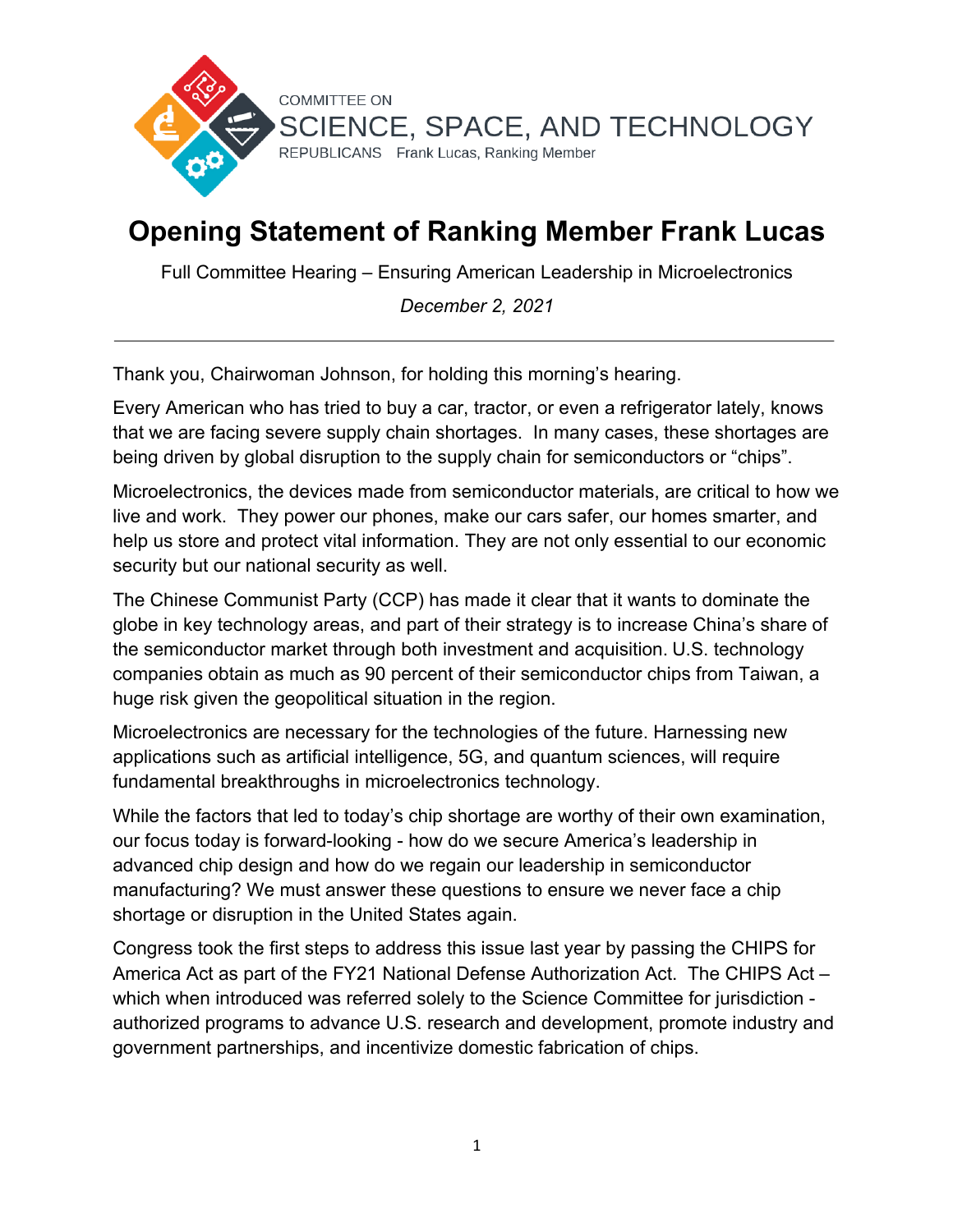COMMITTEE ON
SCIENCE, SPACE, AND TECHNOLOGY
REPUBLICANS Frank Lucas, Ranking Member

# Opening Statement of Ranking Member Frank Lucas

Full Committee Hearing – Ensuring American Leadership in Microelectronics

*December 2, 2021*

---

Thank you, Chairwoman Johnson, for holding this morning's hearing.

Every American who has tried to buy a car, tractor, or even a refrigerator lately, knows that we are facing severe supply chain shortages. In many cases, these shortages are being driven by global disruption to the supply chain for semiconductors or "chips".

Microelectronics, the devices made from semiconductor materials, are critical to how we live and work. They power our phones, make our cars safer, our homes smarter, and help us store and protect vital information. They are not only essential to our economic security but our national security as well.

The Chinese Communist Party (CCP) has made it clear that it wants to dominate the globe in key technology areas, and part of their strategy is to increase China's share of the semiconductor market through both investment and acquisition. U.S. technology companies obtain as much as 90 percent of their semiconductor chips from Taiwan, a huge risk given the geopolitical situation in the region.

Microelectronics are necessary for the technologies of the future. Harnessing new applications such as artificial intelligence, 5G, and quantum sciences, will require fundamental breakthroughs in microelectronics technology.

While the factors that led to today's chip shortage are worthy of their own examination, our focus today is forward-looking - how do we secure America's leadership in advanced chip design and how do we regain our leadership in semiconductor manufacturing? We must answer these questions to ensure we never face a chip shortage or disruption in the United States again.

Congress took the first steps to address this issue last year by passing the CHIPS for America Act as part of the FY21 National Defense Authorization Act. The CHIPS Act – which when introduced was referred solely to the Science Committee for jurisdiction - authorized programs to advance U.S. research and development, promote industry and government partnerships, and incentivize domestic fabrication of chips.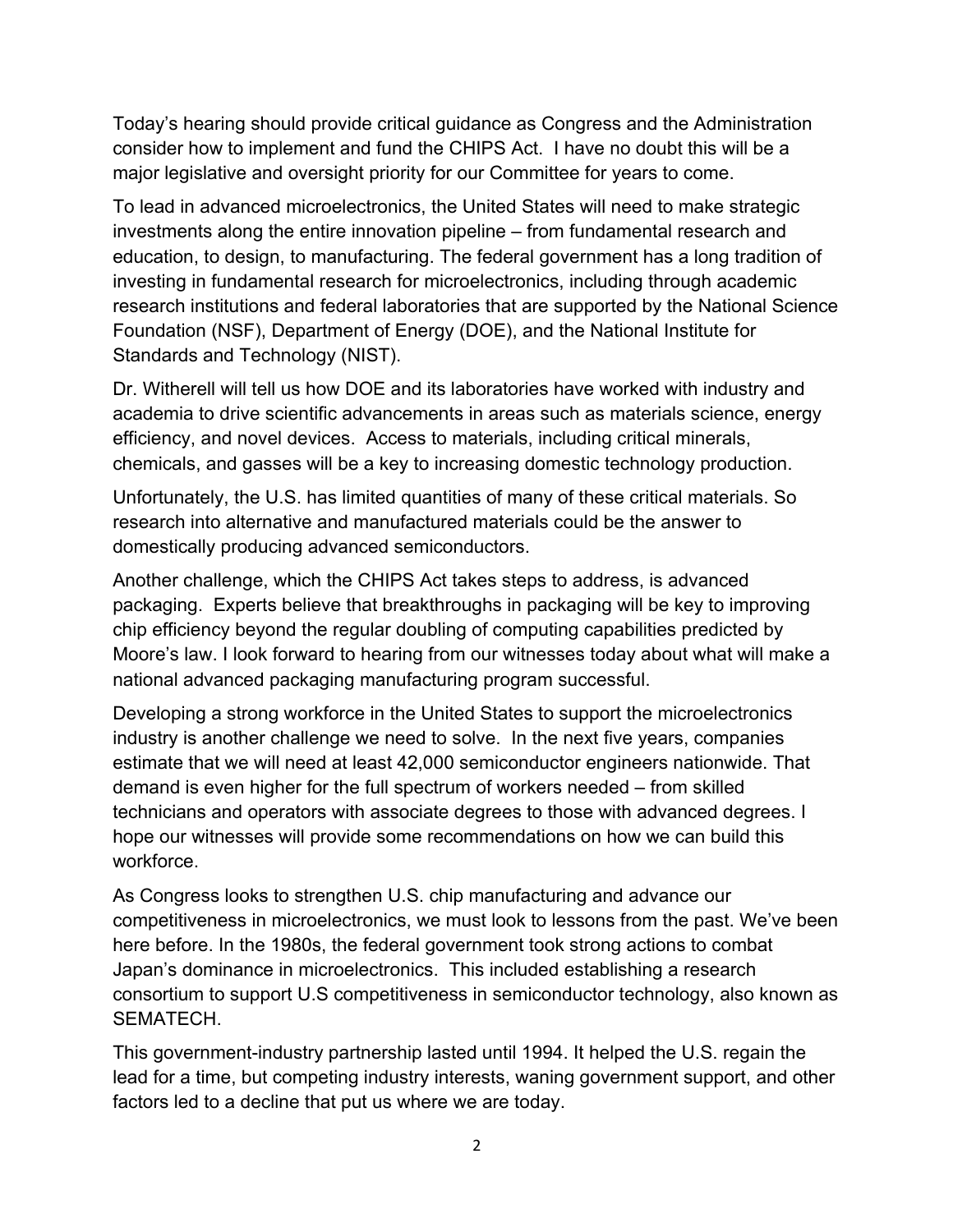Today's hearing should provide critical guidance as Congress and the Administration consider how to implement and fund the CHIPS Act. I have no doubt this will be a major legislative and oversight priority for our Committee for years to come.

To lead in advanced microelectronics, the United States will need to make strategic investments along the entire innovation pipeline – from fundamental research and education, to design, to manufacturing. The federal government has a long tradition of investing in fundamental research for microelectronics, including through academic research institutions and federal laboratories that are supported by the National Science Foundation (NSF), Department of Energy (DOE), and the National Institute for Standards and Technology (NIST).

Dr. Witherell will tell us how DOE and its laboratories have worked with industry and academia to drive scientific advancements in areas such as materials science, energy efficiency, and novel devices. Access to materials, including critical minerals, chemicals, and gasses will be a key to increasing domestic technology production.

Unfortunately, the U.S. has limited quantities of many of these critical materials. So research into alternative and manufactured materials could be the answer to domestically producing advanced semiconductors.

Another challenge, which the CHIPS Act takes steps to address, is advanced packaging. Experts believe that breakthroughs in packaging will be key to improving chip efficiency beyond the regular doubling of computing capabilities predicted by Moore's law. I look forward to hearing from our witnesses today about what will make a national advanced packaging manufacturing program successful.

Developing a strong workforce in the United States to support the microelectronics industry is another challenge we need to solve. In the next five years, companies estimate that we will need at least 42,000 semiconductor engineers nationwide. That demand is even higher for the full spectrum of workers needed – from skilled technicians and operators with associate degrees to those with advanced degrees. I hope our witnesses will provide some recommendations on how we can build this workforce.

As Congress looks to strengthen U.S. chip manufacturing and advance our competitiveness in microelectronics, we must look to lessons from the past. We've been here before. In the 1980s, the federal government took strong actions to combat Japan's dominance in microelectronics. This included establishing a research consortium to support U.S competitiveness in semiconductor technology, also known as SEMATECH.

This government-industry partnership lasted until 1994. It helped the U.S. regain the lead for a time, but competing industry interests, waning government support, and other factors led to a decline that put us where we are today.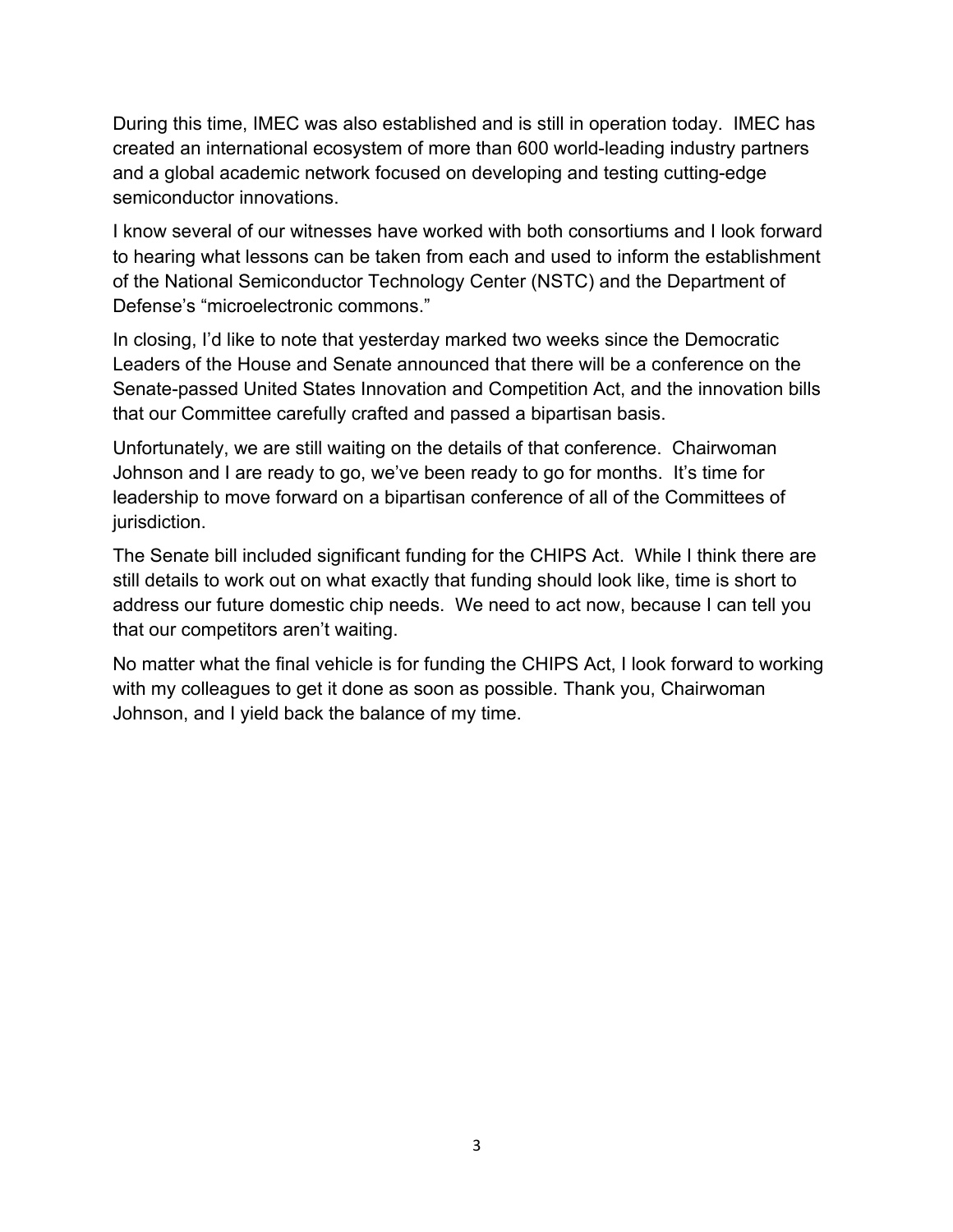During this time, IMEC was also established and is still in operation today. IMEC has created an international ecosystem of more than 600 world-leading industry partners and a global academic network focused on developing and testing cutting-edge semiconductor innovations.

I know several of our witnesses have worked with both consortiums and I look forward to hearing what lessons can be taken from each and used to inform the establishment of the National Semiconductor Technology Center (NSTC) and the Department of Defense's "microelectronic commons."

In closing, I'd like to note that yesterday marked two weeks since the Democratic Leaders of the House and Senate announced that there will be a conference on the Senate-passed United States Innovation and Competition Act, and the innovation bills that our Committee carefully crafted and passed a bipartisan basis.

Unfortunately, we are still waiting on the details of that conference. Chairwoman Johnson and I are ready to go, we've been ready to go for months. It's time for leadership to move forward on a bipartisan conference of all of the Committees of jurisdiction.

The Senate bill included significant funding for the CHIPS Act. While I think there are still details to work out on what exactly that funding should look like, time is short to address our future domestic chip needs. We need to act now, because I can tell you that our competitors aren't waiting.

No matter what the final vehicle is for funding the CHIPS Act, I look forward to working with my colleagues to get it done as soon as possible. Thank you, Chairwoman Johnson, and I yield back the balance of my time.